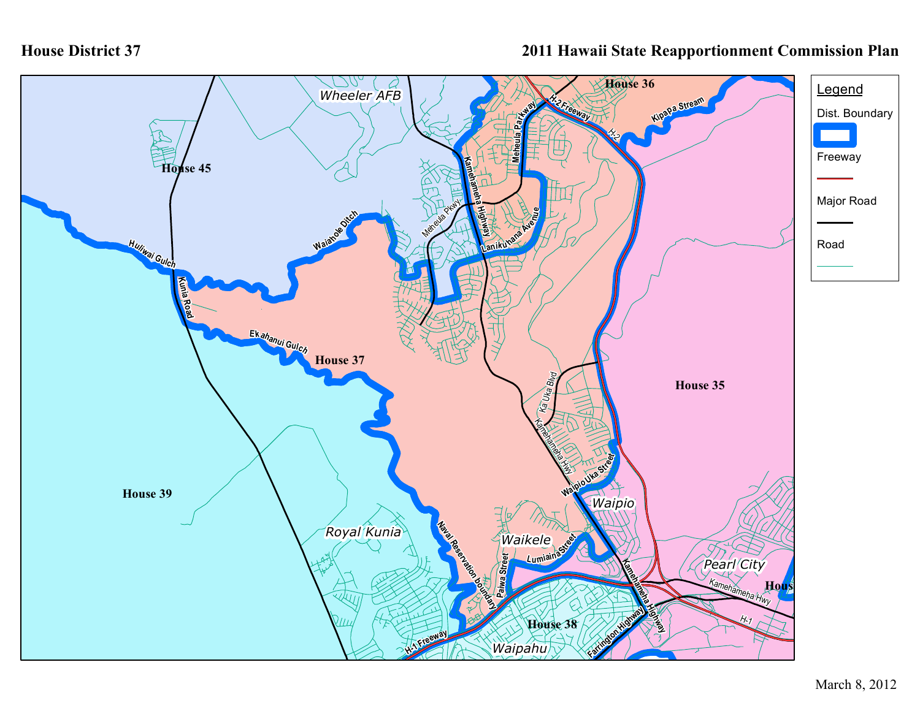# House District 37

## 2011 Hawaii State Reapportionment Commission Plan

**Legend**

- Dist. Boundary
- Freeway
- Major Road
- Road

House 36

House 45

House 37

House 35

House 39

House 38

Wheeler AFB

Waipio

Royal Kunia

Waikele

Pearl City

Waipahu

Hous

H-2 Freeway

H-2

Kipapa Stream

Meheula Parkway

Kamehameha Highway

Lanikuʻhana Avenue

Meheula Pkwy

Waiahole Ditch

Huliwai Gulch

Kunia Road

Ekahanui Gulch

Ka Uka Blvd

Kamehameha Hwy

Waipio Uka Street

Naval Reservation boundary

Lumiaina Street

Paiwa Street

H-1 Freeway

Farrington Highway

Kamehameha Highway

Kamehameha Hwy

H-1

March 8, 2012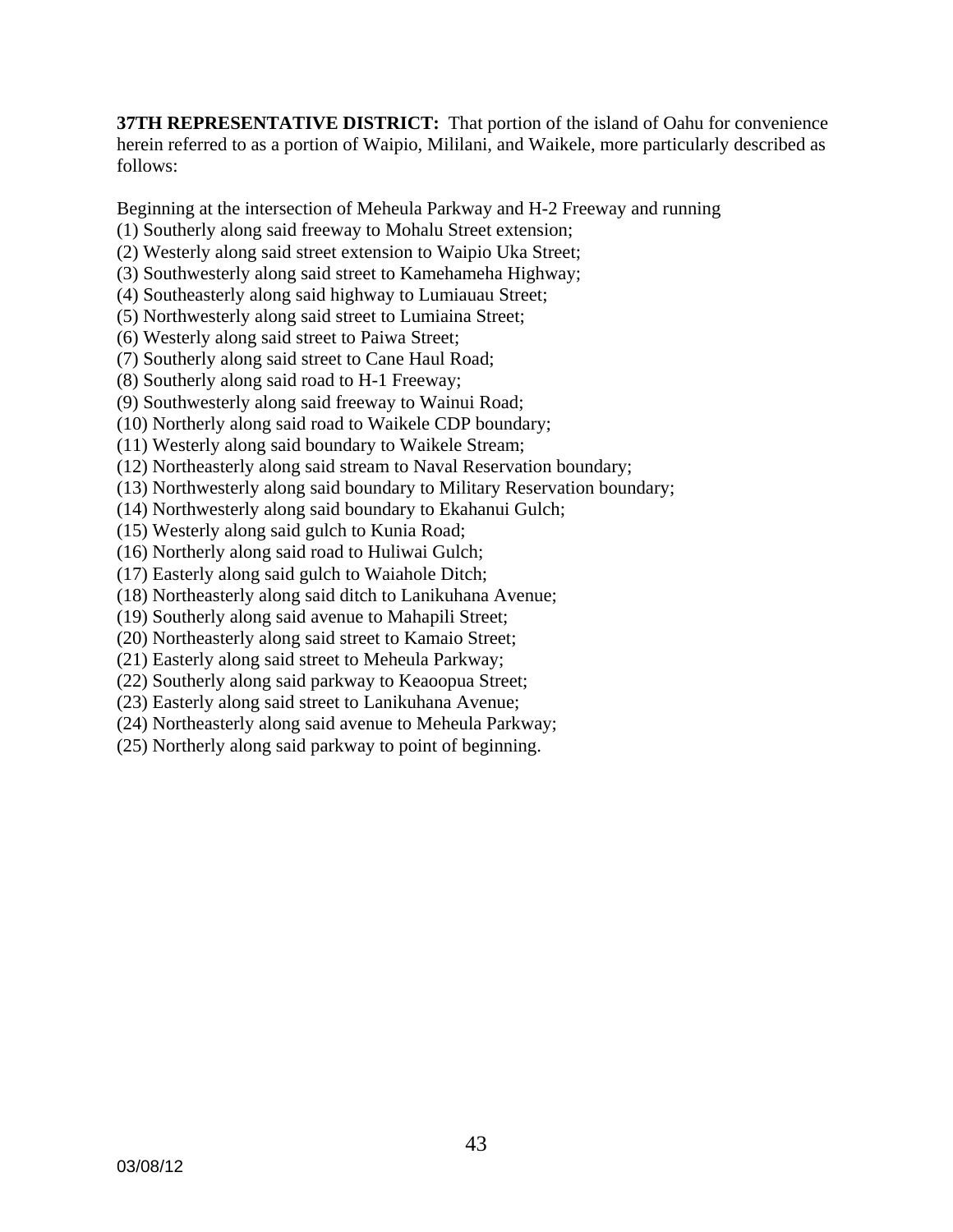**37TH REPRESENTATIVE DISTRICT:** That portion of the island of Oahu for convenience herein referred to as a portion of Waipio, Mililani, and Waikele, more particularly described as follows:

Beginning at the intersection of Meheula Parkway and H-2 Freeway and running
(1) Southerly along said freeway to Mohalu Street extension;
(2) Westerly along said street extension to Waipio Uka Street;
(3) Southwesterly along said street to Kamehameha Highway;
(4) Southeasterly along said highway to Lumiauau Street;
(5) Northwesterly along said street to Lumiaina Street;
(6) Westerly along said street to Paiwa Street;
(7) Southerly along said street to Cane Haul Road;
(8) Southerly along said road to H-1 Freeway;
(9) Southwesterly along said freeway to Wainui Road;
(10) Northerly along said road to Waikele CDP boundary;
(11) Westerly along said boundary to Waikele Stream;
(12) Northeasterly along said stream to Naval Reservation boundary;
(13) Northwesterly along said boundary to Military Reservation boundary;
(14) Northwesterly along said boundary to Ekahanui Gulch;
(15) Westerly along said gulch to Kunia Road;
(16) Northerly along said road to Huliwai Gulch;
(17) Easterly along said gulch to Waiahole Ditch;
(18) Northeasterly along said ditch to Lanikuhana Avenue;
(19) Southerly along said avenue to Mahapili Street;
(20) Northeasterly along said street to Kamaio Street;
(21) Easterly along said street to Meheula Parkway;
(22) Southerly along said parkway to Keaoopua Street;
(23) Easterly along said street to Lanikuhana Avenue;
(24) Northeasterly along said avenue to Meheula Parkway;
(25) Northerly along said parkway to point of beginning.

03/08/12